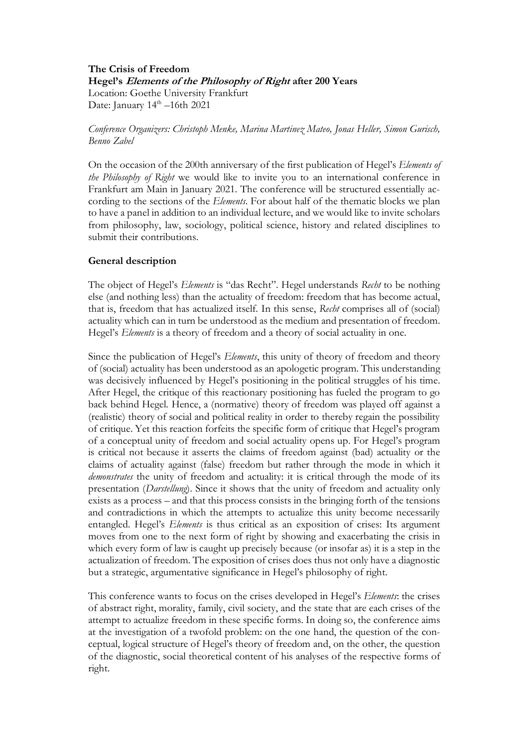**The Crisis of Freedom**
**Hegel's *Elements of the Philosophy of Right* after 200 Years**
Location: Goethe University Frankfurt
Date: January 14th –16th 2021

*Conference Organizers: Christoph Menke, Marina Martinez Mateo, Jonas Heller, Simon Gurisch, Benno Zabel*

On the occasion of the 200th anniversary of the first publication of Hegel's *Elements of the Philosophy of Right* we would like to invite you to an international conference in Frankfurt am Main in January 2021. The conference will be structured essentially according to the sections of the *Elements*. For about half of the thematic blocks we plan to have a panel in addition to an individual lecture, and we would like to invite scholars from philosophy, law, sociology, political science, history and related disciplines to submit their contributions.

## General description

The object of Hegel's *Elements* is "das Recht". Hegel understands *Recht* to be nothing else (and nothing less) than the actuality of freedom: freedom that has become actual, that is, freedom that has actualized itself. In this sense, *Recht* comprises all of (social) actuality which can in turn be understood as the medium and presentation of freedom. Hegel's *Elements* is a theory of freedom and a theory of social actuality in one.

Since the publication of Hegel's *Elements*, this unity of theory of freedom and theory of (social) actuality has been understood as an apologetic program. This understanding was decisively influenced by Hegel's positioning in the political struggles of his time. After Hegel, the critique of this reactionary positioning has fueled the program to go back behind Hegel. Hence, a (normative) theory of freedom was played off against a (realistic) theory of social and political reality in order to thereby regain the possibility of critique. Yet this reaction forfeits the specific form of critique that Hegel's program of a conceptual unity of freedom and social actuality opens up. For Hegel's program is critical not because it asserts the claims of freedom against (bad) actuality or the claims of actuality against (false) freedom but rather through the mode in which it *demonstrates* the unity of freedom and actuality: it is critical through the mode of its presentation (*Darstellung*). Since it shows that the unity of freedom and actuality only exists as a process – and that this process consists in the bringing forth of the tensions and contradictions in which the attempts to actualize this unity become necessarily entangled. Hegel's *Elements* is thus critical as an exposition of crises: Its argument moves from one to the next form of right by showing and exacerbating the crisis in which every form of law is caught up precisely because (or insofar as) it is a step in the actualization of freedom. The exposition of crises does thus not only have a diagnostic but a strategic, argumentative significance in Hegel's philosophy of right.

This conference wants to focus on the crises developed in Hegel's *Elements*: the crises of abstract right, morality, family, civil society, and the state that are each crises of the attempt to actualize freedom in these specific forms. In doing so, the conference aims at the investigation of a twofold problem: on the one hand, the question of the conceptual, logical structure of Hegel's theory of freedom and, on the other, the question of the diagnostic, social theoretical content of his analyses of the respective forms of right.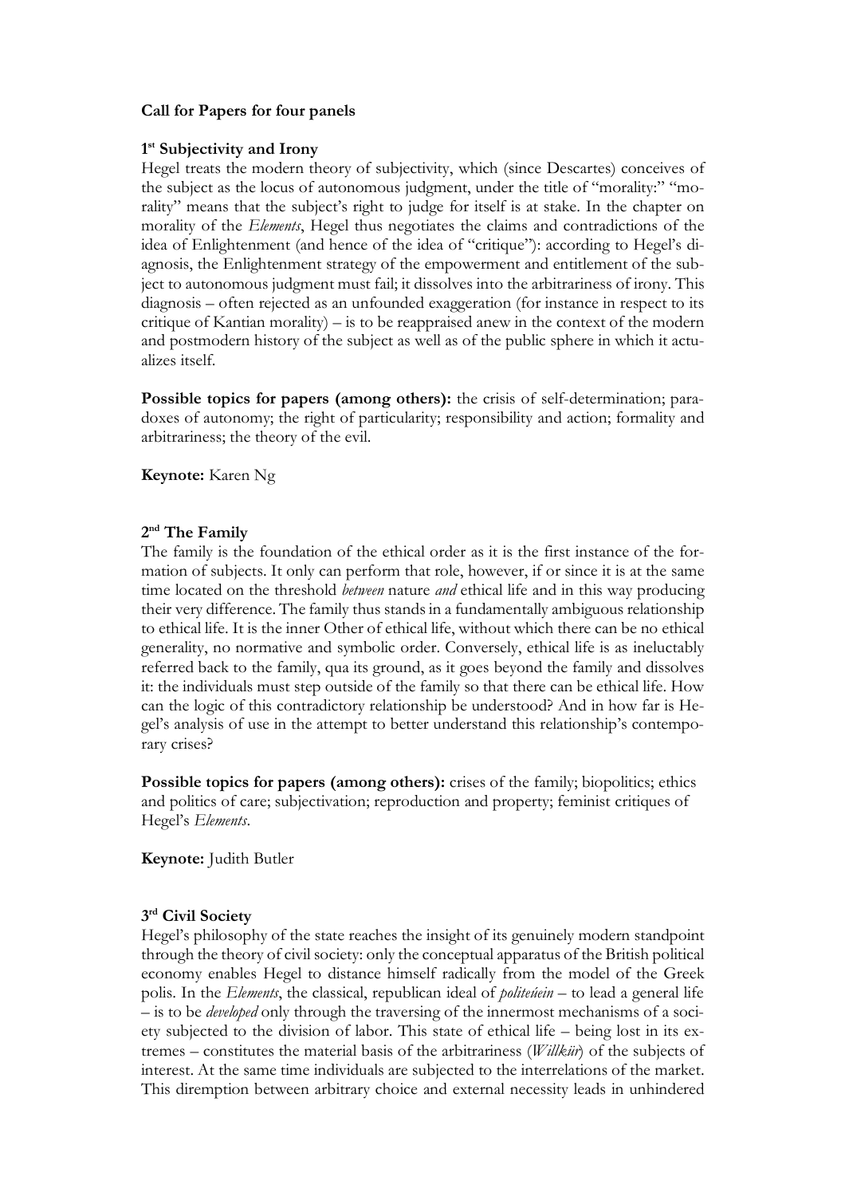**Call for Papers for four panels**

**1st Subjectivity and Irony**

Hegel treats the modern theory of subjectivity, which (since Descartes) conceives of the subject as the locus of autonomous judgment, under the title of "morality:" "morality" means that the subject's right to judge for itself is at stake. In the chapter on morality of the *Elements*, Hegel thus negotiates the claims and contradictions of the idea of Enlightenment (and hence of the idea of "critique"): according to Hegel's diagnosis, the Enlightenment strategy of the empowerment and entitlement of the subject to autonomous judgment must fail; it dissolves into the arbitrariness of irony. This diagnosis – often rejected as an unfounded exaggeration (for instance in respect to its critique of Kantian morality) – is to be reappraised anew in the context of the modern and postmodern history of the subject as well as of the public sphere in which it actualizes itself.

**Possible topics for papers (among others):** the crisis of self-determination; paradoxes of autonomy; the right of particularity; responsibility and action; formality and arbitrariness; the theory of the evil.

**Keynote:** Karen Ng

**2nd The Family**

The family is the foundation of the ethical order as it is the first instance of the formation of subjects. It only can perform that role, however, if or since it is at the same time located on the threshold *between* nature *and* ethical life and in this way producing their very difference. The family thus stands in a fundamentally ambiguous relationship to ethical life. It is the inner Other of ethical life, without which there can be no ethical generality, no normative and symbolic order. Conversely, ethical life is as ineluctably referred back to the family, qua its ground, as it goes beyond the family and dissolves it: the individuals must step outside of the family so that there can be ethical life. How can the logic of this contradictory relationship be understood? And in how far is Hegel's analysis of use in the attempt to better understand this relationship's contemporary crises?

**Possible topics for papers (among others):** crises of the family; biopolitics; ethics and politics of care; subjectivation; reproduction and property; feminist critiques of Hegel's *Elements*.

**Keynote:** Judith Butler

**3rd Civil Society**

Hegel's philosophy of the state reaches the insight of its genuinely modern standpoint through the theory of civil society: only the conceptual apparatus of the British political economy enables Hegel to distance himself radically from the model of the Greek polis. In the *Elements*, the classical, republican ideal of *politeúein* – to lead a general life – is to be *developed* only through the traversing of the innermost mechanisms of a society subjected to the division of labor. This state of ethical life – being lost in its extremes – constitutes the material basis of the arbitrariness (*Willkür*) of the subjects of interest. At the same time individuals are subjected to the interrelations of the market. This diremption between arbitrary choice and external necessity leads in unhindered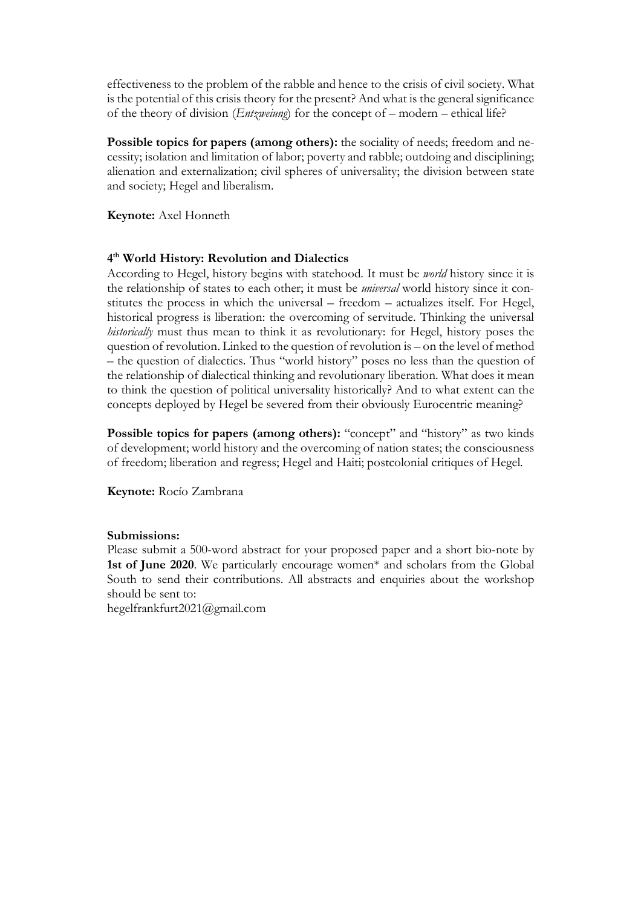effectiveness to the problem of the rabble and hence to the crisis of civil society. What is the potential of this crisis theory for the present? And what is the general significance of the theory of division (*Entzweiung*) for the concept of – modern – ethical life?

**Possible topics for papers (among others):** the sociality of needs; freedom and necessity; isolation and limitation of labor; poverty and rabble; outdoing and disciplining; alienation and externalization; civil spheres of universality; the division between state and society; Hegel and liberalism.

**Keynote:** Axel Honneth

### 4th World History: Revolution and Dialectics

According to Hegel, history begins with statehood. It must be *world* history since it is the relationship of states to each other; it must be *universal* world history since it constitutes the process in which the universal – freedom – actualizes itself. For Hegel, historical progress is liberation: the overcoming of servitude. Thinking the universal *historically* must thus mean to think it as revolutionary: for Hegel, history poses the question of revolution. Linked to the question of revolution is – on the level of method – the question of dialectics. Thus "world history" poses no less than the question of the relationship of dialectical thinking and revolutionary liberation. What does it mean to think the question of political universality historically? And to what extent can the concepts deployed by Hegel be severed from their obviously Eurocentric meaning?

**Possible topics for papers (among others):** "concept" and "history" as two kinds of development; world history and the overcoming of nation states; the consciousness of freedom; liberation and regress; Hegel and Haiti; postcolonial critiques of Hegel.

**Keynote:** Rocío Zambrana

### Submissions:

Please submit a 500-word abstract for your proposed paper and a short bio-note by **1st of June 2020**. We particularly encourage women* and scholars from the Global South to send their contributions. All abstracts and enquiries about the workshop should be sent to:
hegelfrankfurt2021@gmail.com